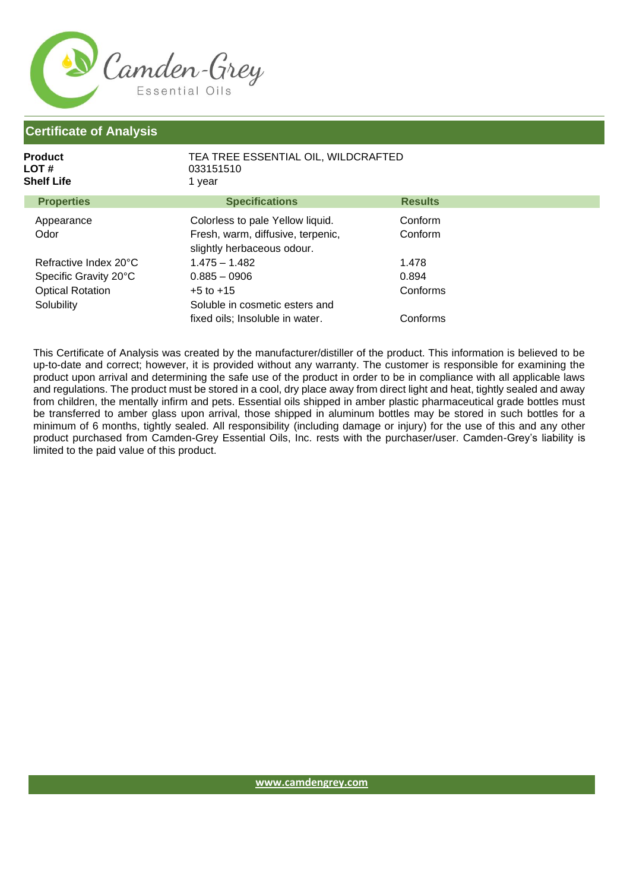Camden-Grey
Essential Oils

## Certificate of Analysis

**Product** TEA TREE ESSENTIAL OIL, WILDCRAFTED
**LOT #** 033151510
**Shelf Life** 1 year

| Properties | Specifications | Results |
|---|---|---|
| Appearance | Colorless to pale Yellow liquid. | Conform |
| Odor | Fresh, warm, diffusive, terpenic, slightly herbaceous odour. | Conform |
| Refractive Index 20°C | 1.475 – 1.482 | 1.478 |
| Specific Gravity 20°C | 0.885 – 0906 | 0.894 |
| Optical Rotation | +5 to +15 | Conforms |
| Solubility | Soluble in cosmetic esters and fixed oils; Insoluble in water. | Conforms |

This Certificate of Analysis was created by the manufacturer/distiller of the product. This information is believed to be up-to-date and correct; however, it is provided without any warranty. The customer is responsible for examining the product upon arrival and determining the safe use of the product in order to be in compliance with all applicable laws and regulations. The product must be stored in a cool, dry place away from direct light and heat, tightly sealed and away from children, the mentally infirm and pets. Essential oils shipped in amber plastic pharmaceutical grade bottles must be transferred to amber glass upon arrival, those shipped in aluminum bottles may be stored in such bottles for a minimum of 6 months, tightly sealed. All responsibility (including damage or injury) for the use of this and any other product purchased from Camden-Grey Essential Oils, Inc. rests with the purchaser/user. Camden-Grey's liability is limited to the paid value of this product.

www.camdengrey.com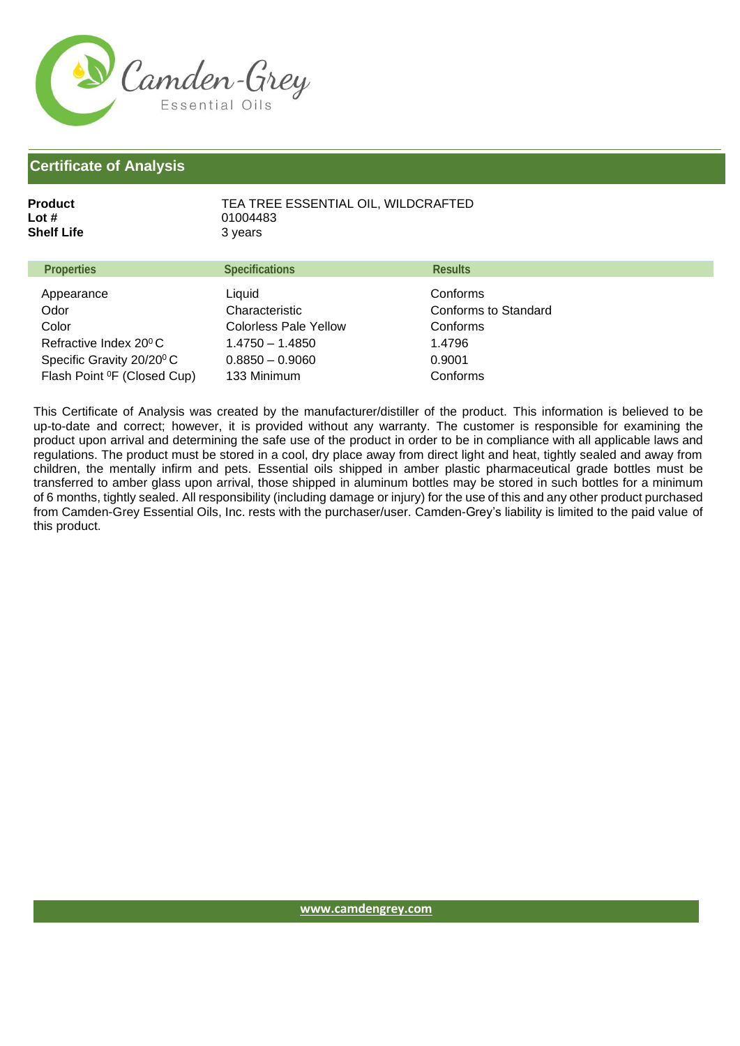Camden-Grey
Essential Oils

## Certificate of Analysis

**Product** TEA TREE ESSENTIAL OIL, WILDCRAFTED
**Lot #** 01004483
**Shelf Life** 3 years

| Properties | Specifications | Results |
|---|---|---|
| Appearance | Liquid | Conforms |
| Odor | Characteristic | Conforms to Standard |
| Color | Colorless Pale Yellow | Conforms |
| Refractive Index 20⁰ C | 1.4750 – 1.4850 | 1.4796 |
| Specific Gravity 20/20⁰ C | 0.8850 – 0.9060 | 0.9001 |
| Flash Point ⁰F (Closed Cup) | 133 Minimum | Conforms |

This Certificate of Analysis was created by the manufacturer/distiller of the product. This information is believed to be up-to-date and correct; however, it is provided without any warranty. The customer is responsible for examining the product upon arrival and determining the safe use of the product in order to be in compliance with all applicable laws and regulations. The product must be stored in a cool, dry place away from direct light and heat, tightly sealed and away from children, the mentally infirm and pets. Essential oils shipped in amber plastic pharmaceutical grade bottles must be transferred to amber glass upon arrival, those shipped in aluminum bottles may be stored in such bottles for a minimum of 6 months, tightly sealed. All responsibility (including damage or injury) for the use of this and any other product purchased from Camden-Grey Essential Oils, Inc. rests with the purchaser/user. Camden-Grey's liability is limited to the paid value of this product.

www.camdengrey.com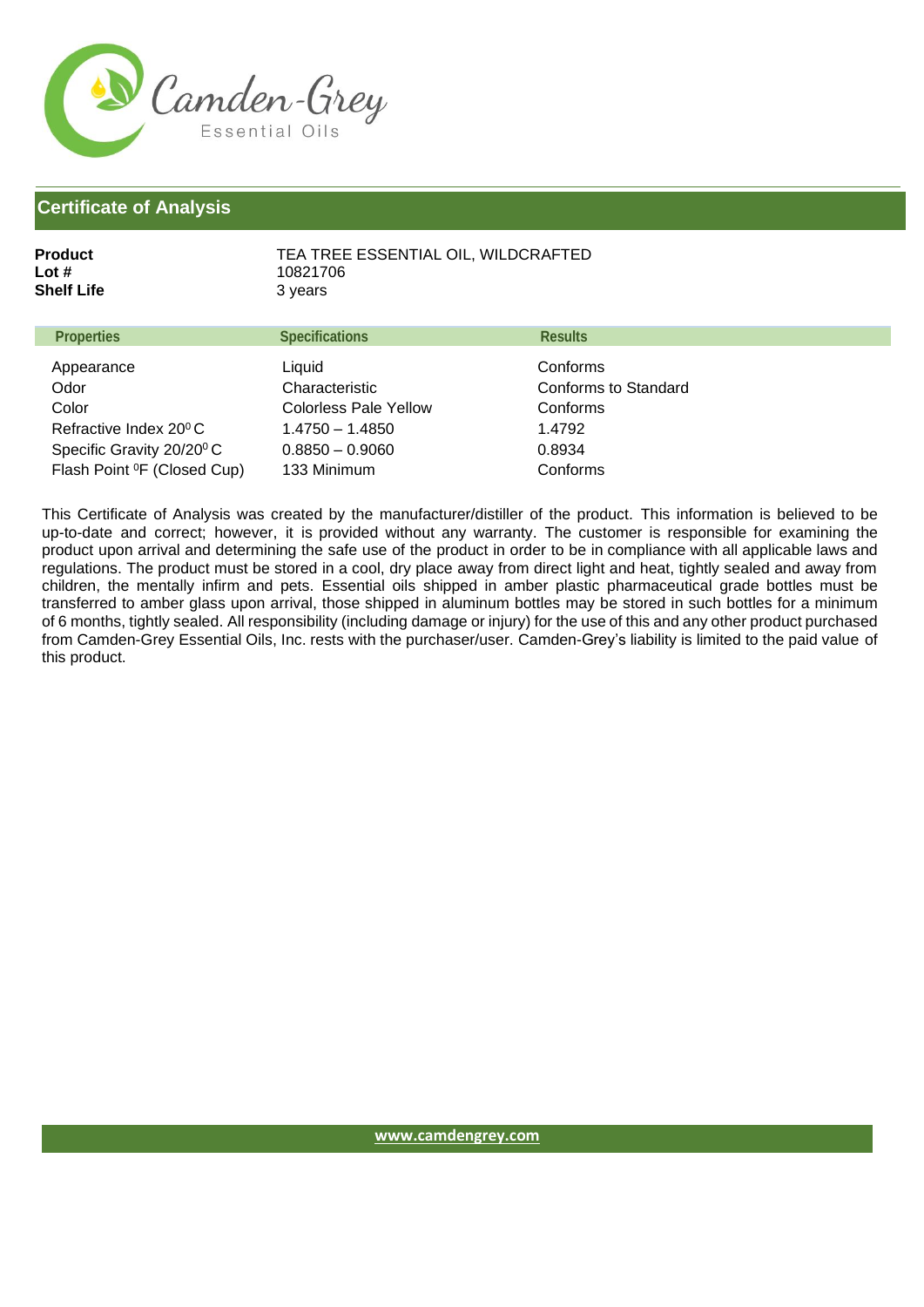Camden-Grey
Essential Oils

## Certificate of Analysis

| | |
|---|---|
| **Product** | TEA TREE ESSENTIAL OIL, WILDCRAFTED |
| **Lot #** | 10821706 |
| **Shelf Life** | 3 years |

| Properties | Specifications | Results |
|---|---|---|
| Appearance | Liquid | Conforms |
| Odor | Characteristic | Conforms to Standard |
| Color | Colorless Pale Yellow | Conforms |
| Refractive Index 20$^0$ C | 1.4750 – 1.4850 | 1.4792 |
| Specific Gravity 20/20$^0$ C | 0.8850 – 0.9060 | 0.8934 |
| Flash Point $^0$F (Closed Cup) | 133 Minimum | Conforms |

This Certificate of Analysis was created by the manufacturer/distiller of the product. This information is believed to be up-to-date and correct; however, it is provided without any warranty. The customer is responsible for examining the product upon arrival and determining the safe use of the product in order to be in compliance with all applicable laws and regulations. The product must be stored in a cool, dry place away from direct light and heat, tightly sealed and away from children, the mentally infirm and pets. Essential oils shipped in amber plastic pharmaceutical grade bottles must be transferred to amber glass upon arrival, those shipped in aluminum bottles may be stored in such bottles for a minimum of 6 months, tightly sealed. All responsibility (including damage or injury) for the use of this and any other product purchased from Camden-Grey Essential Oils, Inc. rests with the purchaser/user. Camden-Grey's liability is limited to the paid value of this product.

www.camdengrey.com